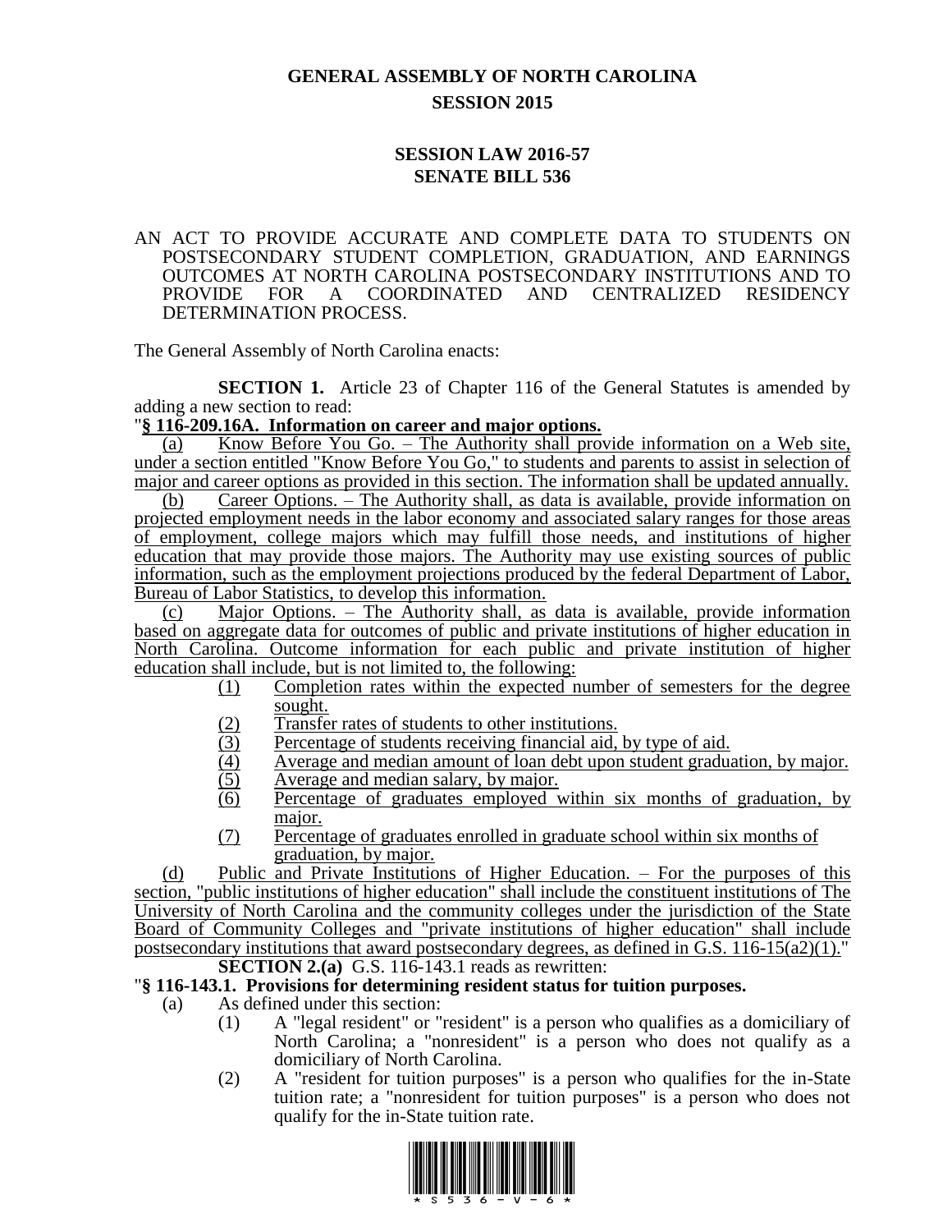# GENERAL ASSEMBLY OF NORTH CAROLINA
## SESSION 2015

## SESSION LAW 2016-57
## SENATE BILL 536

AN ACT TO PROVIDE ACCURATE AND COMPLETE DATA TO STUDENTS ON POSTSECONDARY STUDENT COMPLETION, GRADUATION, AND EARNINGS OUTCOMES AT NORTH CAROLINA POSTSECONDARY INSTITUTIONS AND TO PROVIDE FOR A COORDINATED AND CENTRALIZED RESIDENCY DETERMINATION PROCESS.

The General Assembly of North Carolina enacts:

**SECTION 1.** Article 23 of Chapter 116 of the General Statutes is amended by adding a new section to read:

"**§ 116-209.16A. Information on career and major options.**

(a) Know Before You Go. – The Authority shall provide information on a Web site, under a section entitled "Know Before You Go," to students and parents to assist in selection of major and career options as provided in this section. The information shall be updated annually.

(b) Career Options. – The Authority shall, as data is available, provide information on projected employment needs in the labor economy and associated salary ranges for those areas of employment, college majors which may fulfill those needs, and institutions of higher education that may provide those majors. The Authority may use existing sources of public information, such as the employment projections produced by the federal Department of Labor, Bureau of Labor Statistics, to develop this information.

(c) Major Options. – The Authority shall, as data is available, provide information based on aggregate data for outcomes of public and private institutions of higher education in North Carolina. Outcome information for each public and private institution of higher education shall include, but is not limited to, the following:

(1) Completion rates within the expected number of semesters for the degree sought.
(2) Transfer rates of students to other institutions.
(3) Percentage of students receiving financial aid, by type of aid.
(4) Average and median amount of loan debt upon student graduation, by major.
(5) Average and median salary, by major.
(6) Percentage of graduates employed within six months of graduation, by major.
(7) Percentage of graduates enrolled in graduate school within six months of graduation, by major.

(d) Public and Private Institutions of Higher Education. – For the purposes of this section, "public institutions of higher education" shall include the constituent institutions of The University of North Carolina and the community colleges under the jurisdiction of the State Board of Community Colleges and "private institutions of higher education" shall include postsecondary institutions that award postsecondary degrees, as defined in G.S. 116-15(a2)(1)."

**SECTION 2.(a)** G.S. 116-143.1 reads as rewritten:

"**§ 116-143.1. Provisions for determining resident status for tuition purposes.**

(a) As defined under this section:

(1) A "legal resident" or "resident" is a person who qualifies as a domiciliary of North Carolina; a "nonresident" is a person who does not qualify as a domiciliary of North Carolina.
(2) A "resident for tuition purposes" is a person who qualifies for the in-State tuition rate; a "nonresident for tuition purposes" is a person who does not qualify for the in-State tuition rate.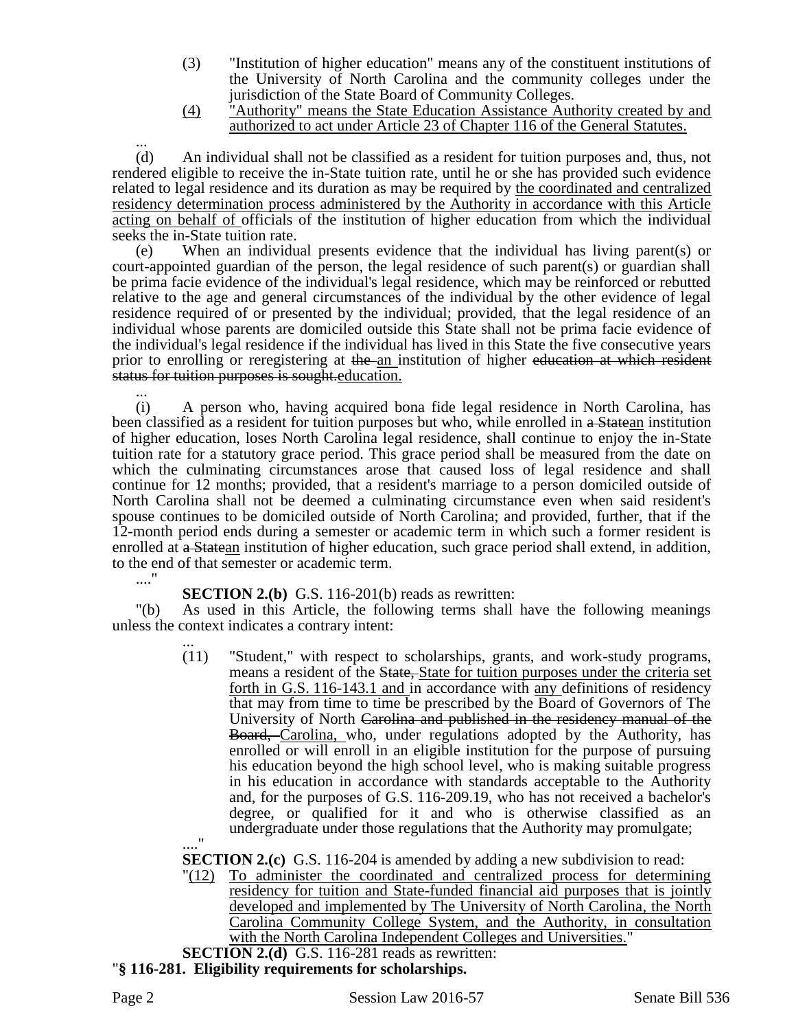(3) "Institution of higher education" means any of the constituent institutions of the University of North Carolina and the community colleges under the jurisdiction of the State Board of Community Colleges.

(4) "Authority" means the State Education Assistance Authority created by and authorized to act under Article 23 of Chapter 116 of the General Statutes.

...

(d) An individual shall not be classified as a resident for tuition purposes and, thus, not rendered eligible to receive the in-State tuition rate, until he or she has provided such evidence related to legal residence and its duration as may be required by the coordinated and centralized residency determination process administered by the Authority in accordance with this Article acting on behalf of officials of the institution of higher education from which the individual seeks the in-State tuition rate.

(e) When an individual presents evidence that the individual has living parent(s) or court-appointed guardian of the person, the legal residence of such parent(s) or guardian shall be prima facie evidence of the individual's legal residence, which may be reinforced or rebutted relative to the age and general circumstances of the individual by the other evidence of legal residence required of or presented by the individual; provided, that the legal residence of an individual whose parents are domiciled outside this State shall not be prima facie evidence of the individual's legal residence if the individual has lived in this State the five consecutive years prior to enrolling or reregistering at ~~the~~ an institution of higher ~~education at which resident status for tuition purposes is sought.~~education.

...

(i) A person who, having acquired bona fide legal residence in North Carolina, has been classified as a resident for tuition purposes but who, while enrolled in ~~a State~~an institution of higher education, loses North Carolina legal residence, shall continue to enjoy the in-State tuition rate for a statutory grace period. This grace period shall be measured from the date on which the culminating circumstances arose that caused loss of legal residence and shall continue for 12 months; provided, that a resident's marriage to a person domiciled outside of North Carolina shall not be deemed a culminating circumstance even when said resident's spouse continues to be domiciled outside of North Carolina; and provided, further, that if the 12-month period ends during a semester or academic term in which such a former resident is enrolled at ~~a State~~an institution of higher education, such grace period shall extend, in addition, to the end of that semester or academic term.

...."

**SECTION 2.(b)** G.S. 116-201(b) reads as rewritten:

"(b) As used in this Article, the following terms shall have the following meanings unless the context indicates a contrary intent:

...

(11) "Student," with respect to scholarships, grants, and work-study programs, means a resident of the ~~State,~~ State for tuition purposes under the criteria set forth in G.S. 116-143.1 and in accordance with any definitions of residency that may from time to time be prescribed by the Board of Governors of The University of North ~~Carolina and published in the residency manual of the Board,~~ Carolina, who, under regulations adopted by the Authority, has enrolled or will enroll in an eligible institution for the purpose of pursuing his education beyond the high school level, who is making suitable progress in his education in accordance with standards acceptable to the Authority and, for the purposes of G.S. 116-209.19, who has not received a bachelor's degree, or qualified for it and who is otherwise classified as an undergraduate under those regulations that the Authority may promulgate;

...."

**SECTION 2.(c)** G.S. 116-204 is amended by adding a new subdivision to read:

"(12) To administer the coordinated and centralized process for determining residency for tuition and State-funded financial aid purposes that is jointly developed and implemented by The University of North Carolina, the North Carolina Community College System, and the Authority, in consultation with the North Carolina Independent Colleges and Universities."

**SECTION 2.(d)** G.S. 116-281 reads as rewritten:

"**§ 116-281. Eligibility requirements for scholarships.**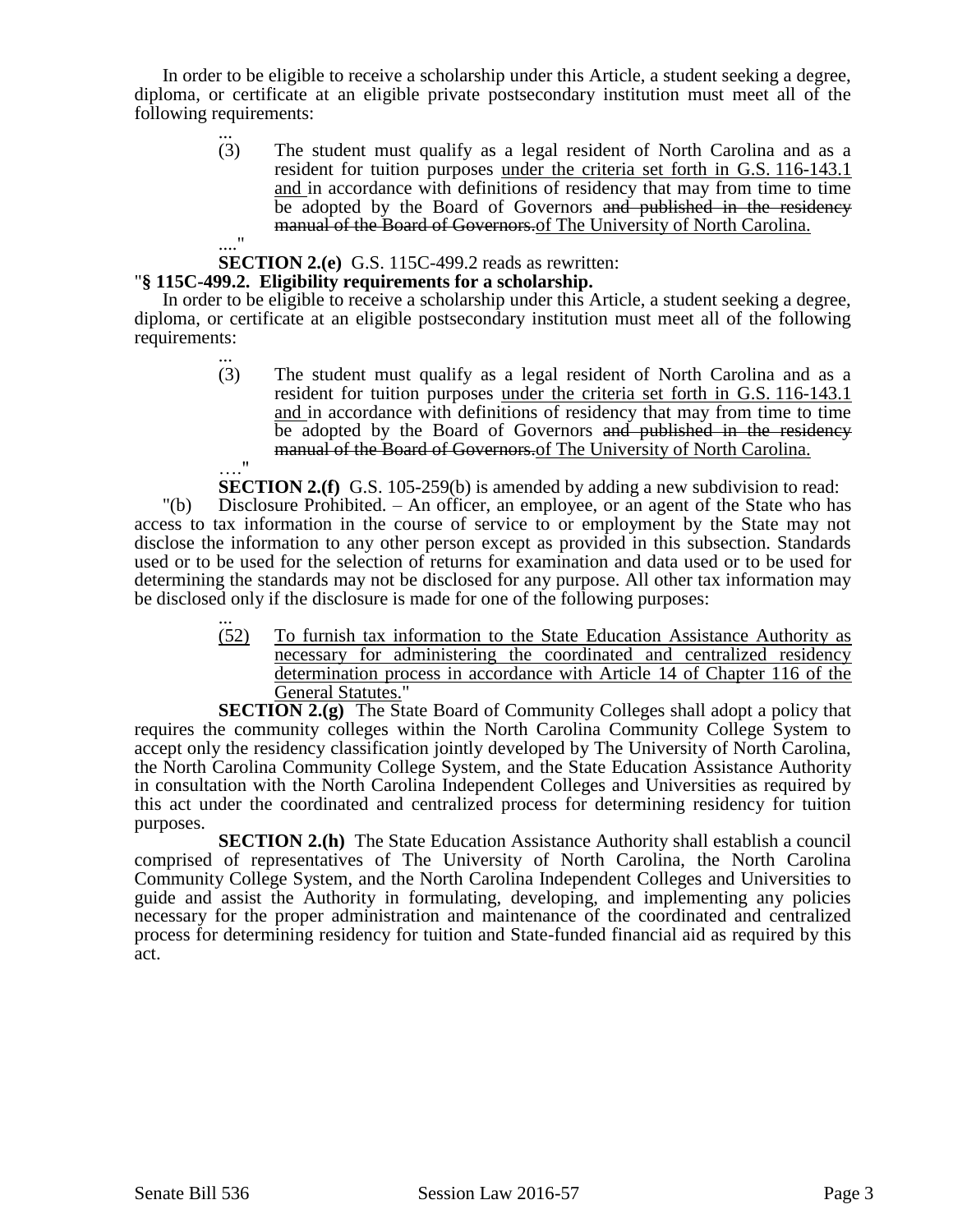In order to be eligible to receive a scholarship under this Article, a student seeking a degree, diploma, or certificate at an eligible private postsecondary institution must meet all of the following requirements:

...

(3) The student must qualify as a legal resident of North Carolina and as a resident for tuition purposes <u>under the criteria set forth in G.S. 116-143.1 and</u> in accordance with definitions of residency that may from time to time be adopted by the Board of Governors ~~and published in the residency manual of the Board of Governors.~~<u>of The University of North Carolina.</u>

...."

**SECTION 2.(e)** G.S. 115C-499.2 reads as rewritten:

"**§ 115C-499.2. Eligibility requirements for a scholarship.**

In order to be eligible to receive a scholarship under this Article, a student seeking a degree, diploma, or certificate at an eligible postsecondary institution must meet all of the following requirements:

...

(3) The student must qualify as a legal resident of North Carolina and as a resident for tuition purposes <u>under the criteria set forth in G.S. 116-143.1 and</u> in accordance with definitions of residency that may from time to time be adopted by the Board of Governors ~~and published in the residency manual of the Board of Governors.~~<u>of The University of North Carolina.</u>

…."

**SECTION 2.(f)** G.S. 105-259(b) is amended by adding a new subdivision to read:

"(b) Disclosure Prohibited. – An officer, an employee, or an agent of the State who has access to tax information in the course of service to or employment by the State may not disclose the information to any other person except as provided in this subsection. Standards used or to be used for the selection of returns for examination and data used or to be used for determining the standards may not be disclosed for any purpose. All other tax information may be disclosed only if the disclosure is made for one of the following purposes:

...

<u>(52) To furnish tax information to the State Education Assistance Authority as necessary for administering the coordinated and centralized residency determination process in accordance with Article 14 of Chapter 116 of the General Statutes.</u>"

**SECTION 2.(g)** The State Board of Community Colleges shall adopt a policy that requires the community colleges within the North Carolina Community College System to accept only the residency classification jointly developed by The University of North Carolina, the North Carolina Community College System, and the State Education Assistance Authority in consultation with the North Carolina Independent Colleges and Universities as required by this act under the coordinated and centralized process for determining residency for tuition purposes.

**SECTION 2.(h)** The State Education Assistance Authority shall establish a council comprised of representatives of The University of North Carolina, the North Carolina Community College System, and the North Carolina Independent Colleges and Universities to guide and assist the Authority in formulating, developing, and implementing any policies necessary for the proper administration and maintenance of the coordinated and centralized process for determining residency for tuition and State-funded financial aid as required by this act.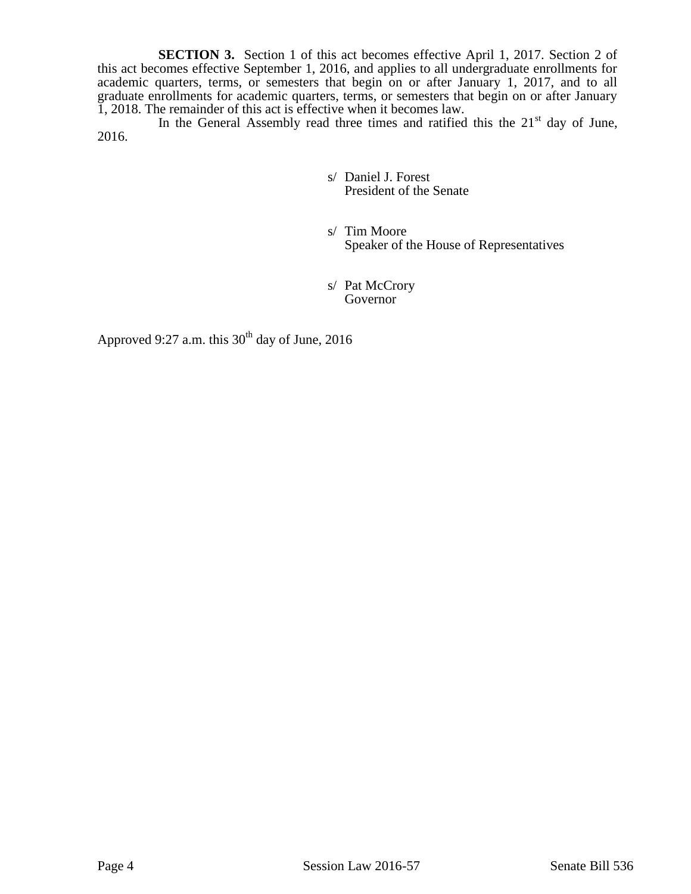**SECTION 3.** Section 1 of this act becomes effective April 1, 2017. Section 2 of this act becomes effective September 1, 2016, and applies to all undergraduate enrollments for academic quarters, terms, or semesters that begin on or after January 1, 2017, and to all graduate enrollments for academic quarters, terms, or semesters that begin on or after January 1, 2018. The remainder of this act is effective when it becomes law.

In the General Assembly read three times and ratified this the 21st day of June, 2016.

s/ Daniel J. Forest
President of the Senate

s/ Tim Moore
Speaker of the House of Representatives

s/ Pat McCrory
Governor

Approved 9:27 a.m. this 30th day of June, 2016